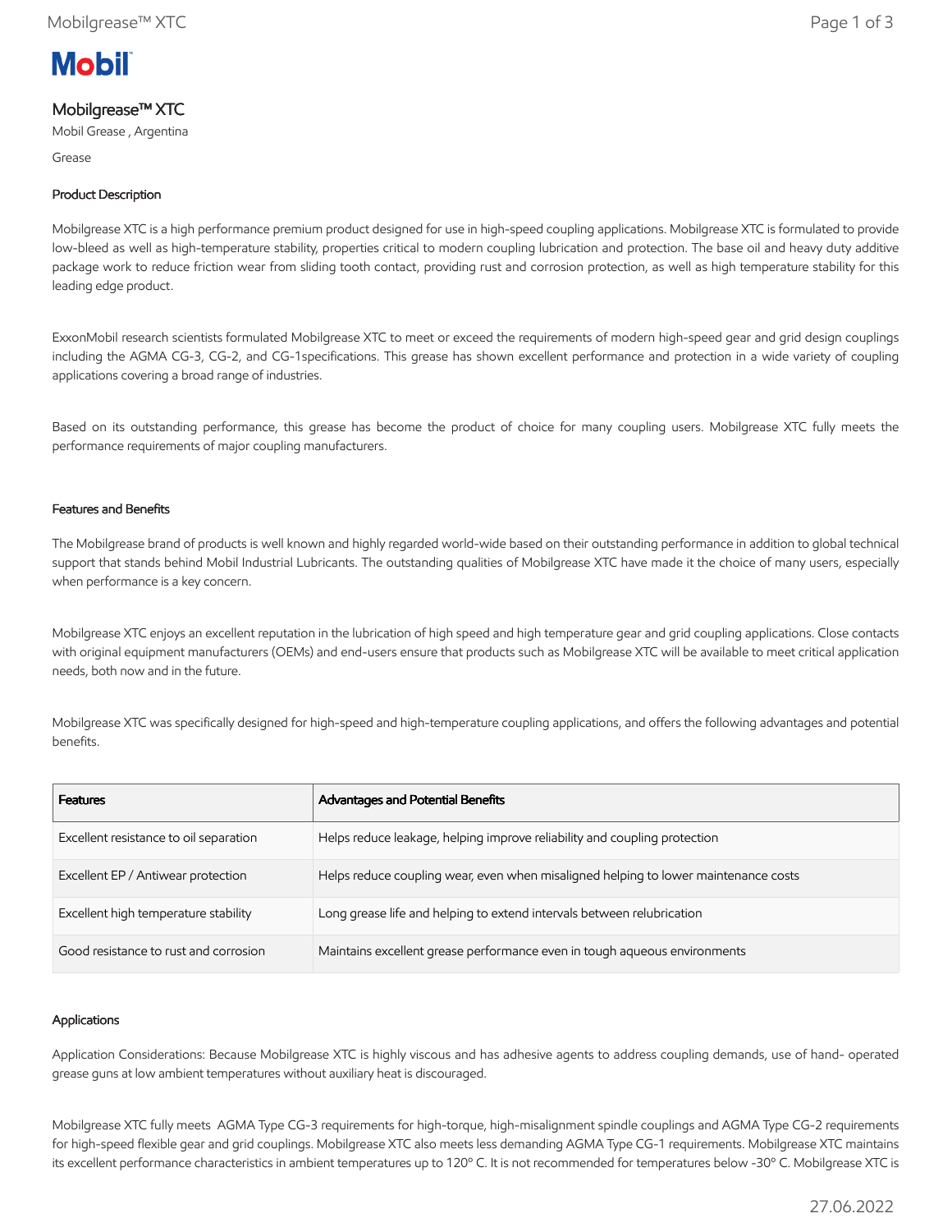Mobil

# Mobilgrease™ XTC

Mobil Grease , Argentina

Grease

## Product Description

Mobilgrease XTC is a high performance premium product designed for use in high-speed coupling applications. Mobilgrease XTC is formulated to provide low-bleed as well as high-temperature stability, properties critical to modern coupling lubrication and protection. The base oil and heavy duty additive package work to reduce friction wear from sliding tooth contact, providing rust and corrosion protection, as well as high temperature stability for this leading edge product.

ExxonMobil research scientists formulated Mobilgrease XTC to meet or exceed the requirements of modern high-speed gear and grid design couplings including the AGMA CG-3, CG-2, and CG-1specifications. This grease has shown excellent performance and protection in a wide variety of coupling applications covering a broad range of industries.

Based on its outstanding performance, this grease has become the product of choice for many coupling users. Mobilgrease XTC fully meets the performance requirements of major coupling manufacturers.

## Features and Benefits

The Mobilgrease brand of products is well known and highly regarded world-wide based on their outstanding performance in addition to global technical support that stands behind Mobil Industrial Lubricants. The outstanding qualities of Mobilgrease XTC have made it the choice of many users, especially when performance is a key concern.

Mobilgrease XTC enjoys an excellent reputation in the lubrication of high speed and high temperature gear and grid coupling applications. Close contacts with original equipment manufacturers (OEMs) and end-users ensure that products such as Mobilgrease XTC will be available to meet critical application needs, both now and in the future.

Mobilgrease XTC was specifically designed for high-speed and high-temperature coupling applications, and offers the following advantages and potential benefits.

| Features | Advantages and Potential Benefits |
| --- | --- |
| Excellent resistance to oil separation | Helps reduce leakage, helping improve reliability and coupling protection |
| Excellent EP / Antiwear protection | Helps reduce coupling wear, even when misaligned helping to lower maintenance costs |
| Excellent high temperature stability | Long grease life and helping to extend intervals between relubrication |
| Good resistance to rust and corrosion | Maintains excellent grease performance even in tough aqueous environments |

## Applications

Application Considerations: Because Mobilgrease XTC is highly viscous and has adhesive agents to address coupling demands, use of hand- operated grease guns at low ambient temperatures without auxiliary heat is discouraged.

Mobilgrease XTC fully meets AGMA Type CG-3 requirements for high-torque, high-misalignment spindle couplings and AGMA Type CG-2 requirements for high-speed flexible gear and grid couplings. Mobilgrease XTC also meets less demanding AGMA Type CG-1 requirements. Mobilgrease XTC maintains its excellent performance characteristics in ambient temperatures up to 120º C. It is not recommended for temperatures below -30º C. Mobilgrease XTC is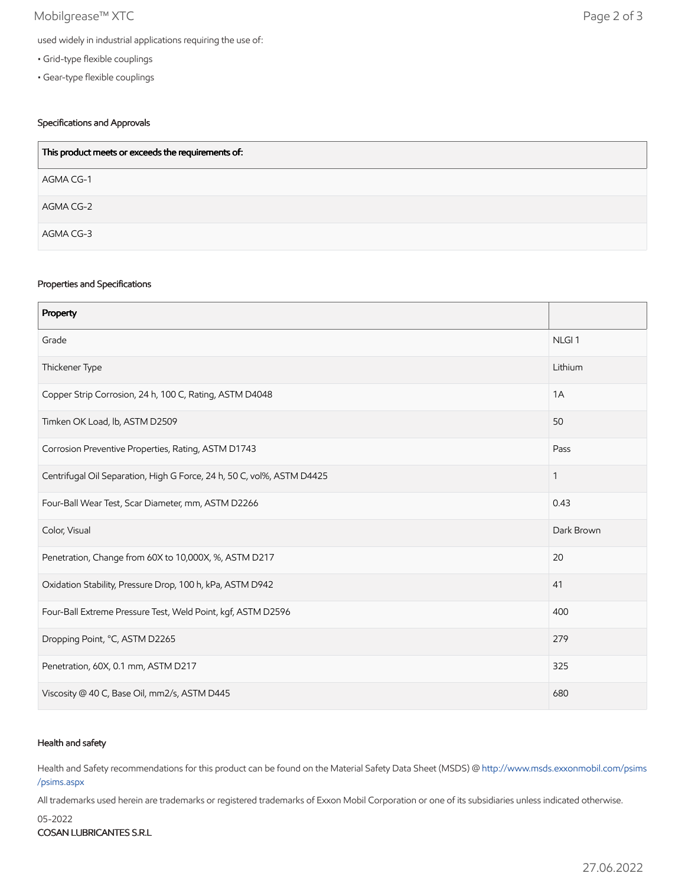used widely in industrial applications requiring the use of:

- Grid-type flexible couplings
- Gear-type flexible couplings

### Specifications and Approvals

| This product meets or exceeds the requirements of: |
|---|
| AGMA CG-1 |
| AGMA CG-2 |
| AGMA CG-3 |

### Properties and Specifications

| Property | |
|---|---|
| Grade | NLGI 1 |
| Thickener Type | Lithium |
| Copper Strip Corrosion, 24 h, 100 C, Rating, ASTM D4048 | 1A |
| Timken OK Load, lb, ASTM D2509 | 50 |
| Corrosion Preventive Properties, Rating, ASTM D1743 | Pass |
| Centrifugal Oil Separation, High G Force, 24 h, 50 C, vol%, ASTM D4425 | 1 |
| Four-Ball Wear Test, Scar Diameter, mm, ASTM D2266 | 0.43 |
| Color, Visual | Dark Brown |
| Penetration, Change from 60X to 10,000X, %, ASTM D217 | 20 |
| Oxidation Stability, Pressure Drop, 100 h, kPa, ASTM D942 | 41 |
| Four-Ball Extreme Pressure Test, Weld Point, kgf, ASTM D2596 | 400 |
| Dropping Point, °C, ASTM D2265 | 279 |
| Penetration, 60X, 0.1 mm, ASTM D217 | 325 |
| Viscosity @ 40 C, Base Oil, mm2/s, ASTM D445 | 680 |

### Health and safety

Health and Safety recommendations for this product can be found on the Material Safety Data Sheet (MSDS) @ http://www.msds.exxonmobil.com/psims/psims.aspx

All trademarks used herein are trademarks or registered trademarks of Exxon Mobil Corporation or one of its subsidiaries unless indicated otherwise.

05-2022

COSAN LUBRICANTES S.R.L

27.06.2022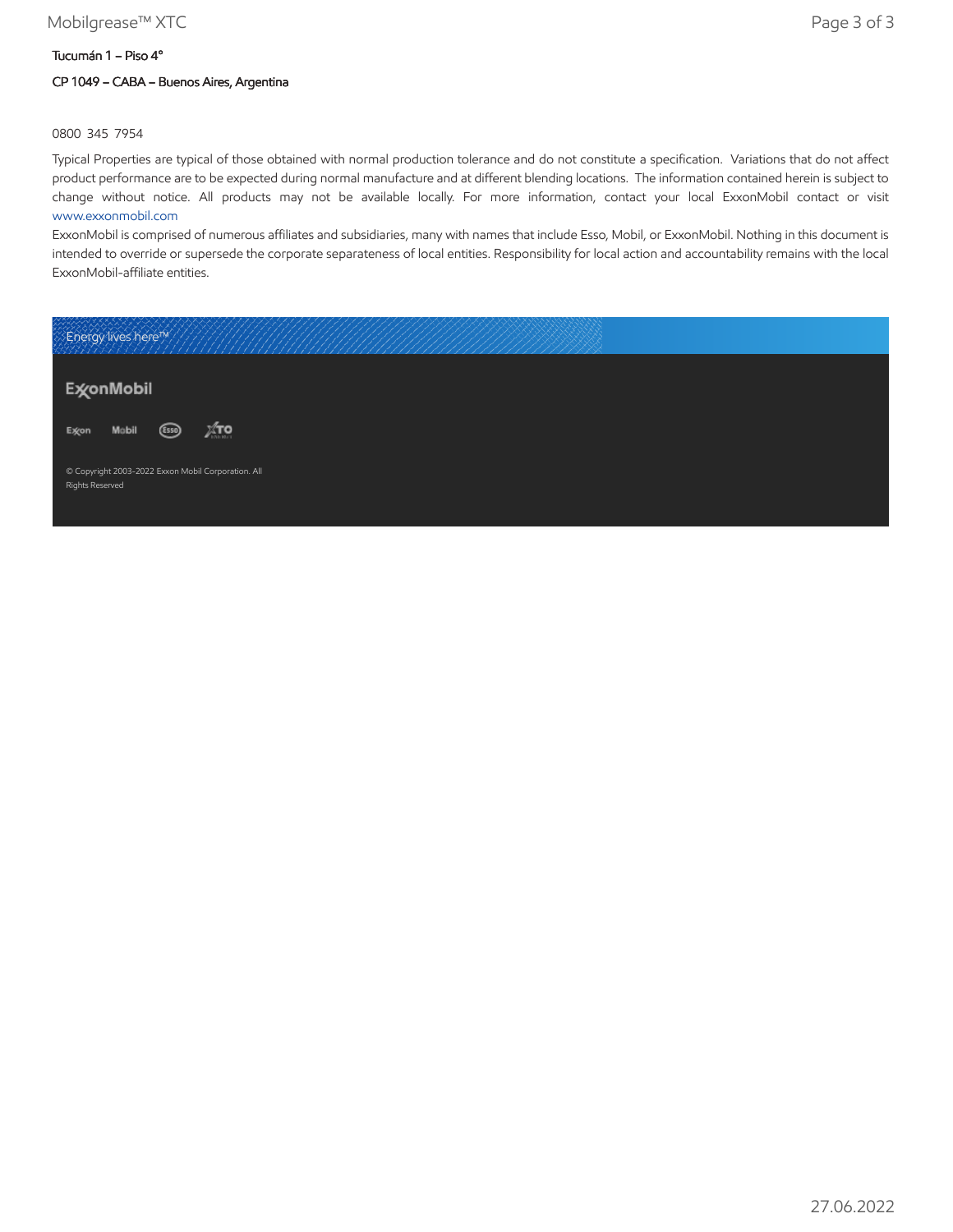Tucumán 1 – Piso 4°

CP 1049 – CABA – Buenos Aires, Argentina

0800 345 7954

Typical Properties are typical of those obtained with normal production tolerance and do not constitute a specification. Variations that do not affect product performance are to be expected during normal manufacture and at different blending locations. The information contained herein is subject to change without notice. All products may not be available locally. For more information, contact your local ExxonMobil contact or visit www.exxonmobil.com

ExxonMobil is comprised of numerous affiliates and subsidiaries, many with names that include Esso, Mobil, or ExxonMobil. Nothing in this document is intended to override or supersede the corporate separateness of local entities. Responsibility for local action and accountability remains with the local ExxonMobil-affiliate entities.

Energy lives here™

ExxonMobil

Exxon Mobil Esso XTO

© Copyright 2003-2022 Exxon Mobil Corporation. All Rights Reserved

27.06.2022